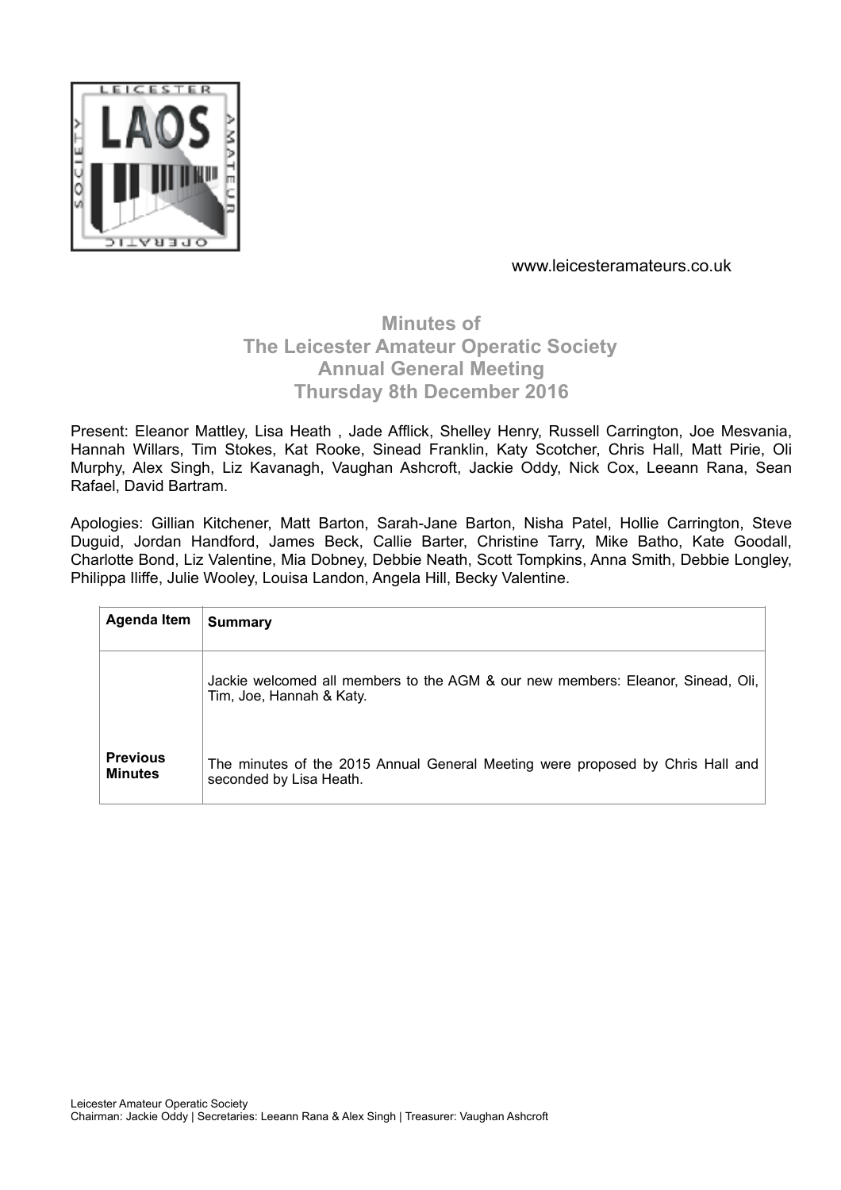www.leicesteramateurs.co.uk

# Minutes of The Leicester Amateur Operatic Society Annual General Meeting Thursday 8th December 2016

Present: Eleanor Mattley, Lisa Heath , Jade Afflick, Shelley Henry, Russell Carrington, Joe Mesvania, Hannah Willars, Tim Stokes, Kat Rooke, Sinead Franklin, Katy Scotcher, Chris Hall, Matt Pirie, Oli Murphy, Alex Singh, Liz Kavanagh, Vaughan Ashcroft, Jackie Oddy, Nick Cox, Leeann Rana, Sean Rafael, David Bartram.

Apologies: Gillian Kitchener, Matt Barton, Sarah-Jane Barton, Nisha Patel, Hollie Carrington, Steve Duguid, Jordan Handford, James Beck, Callie Barter, Christine Tarry, Mike Batho, Kate Goodall, Charlotte Bond, Liz Valentine, Mia Dobney, Debbie Neath, Scott Tompkins, Anna Smith, Debbie Longley, Philippa Iliffe, Julie Wooley, Louisa Landon, Angela Hill, Becky Valentine.

| Agenda Item | Summary |
|---|---|
| | Jackie welcomed all members to the AGM & our new members: Eleanor, Sinead, Oli, Tim, Joe, Hannah & Katy. |
| **Previous Minutes** | The minutes of the 2015 Annual General Meeting were proposed by Chris Hall and seconded by Lisa Heath. |

Leicester Amateur Operatic Society
Chairman: Jackie Oddy | Secretaries: Leeann Rana & Alex Singh | Treasurer: Vaughan Ashcroft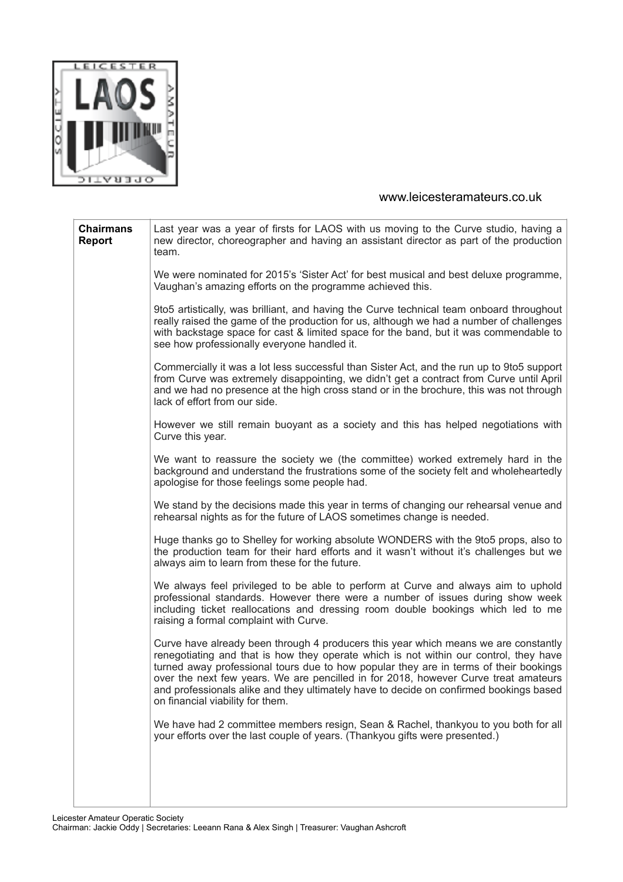www.leicesteramateurs.co.uk

| | |
|---|---|
| **Chairmans Report** | Last year was a year of firsts for LAOS with us moving to the Curve studio, having a new director, choreographer and having an assistant director as part of the production team.<br><br>We were nominated for 2015's 'Sister Act' for best musical and best deluxe programme, Vaughan's amazing efforts on the programme achieved this.<br><br>9to5 artistically, was brilliant, and having the Curve technical team onboard throughout really raised the game of the production for us, although we had a number of challenges with backstage space for cast & limited space for the band, but it was commendable to see how professionally everyone handled it.<br><br>Commercially it was a lot less successful than Sister Act, and the run up to 9to5 support from Curve was extremely disappointing, we didn't get a contract from Curve until April and we had no presence at the high cross stand or in the brochure, this was not through lack of effort from our side.<br><br>However we still remain buoyant as a society and this has helped negotiations with Curve this year.<br><br>We want to reassure the society we (the committee) worked extremely hard in the background and understand the frustrations some of the society felt and wholeheartedly apologise for those feelings some people had.<br><br>We stand by the decisions made this year in terms of changing our rehearsal venue and rehearsal nights as for the future of LAOS sometimes change is needed.<br><br>Huge thanks go to Shelley for working absolute WONDERS with the 9to5 props, also to the production team for their hard efforts and it wasn't without it's challenges but we always aim to learn from these for the future.<br><br>We always feel privileged to be able to perform at Curve and always aim to uphold professional standards. However there were a number of issues during show week including ticket reallocations and dressing room double bookings which led to me raising a formal complaint with Curve.<br><br>Curve have already been through 4 producers this year which means we are constantly renegotiating and that is how they operate which is not within our control, they have turned away professional tours due to how popular they are in terms of their bookings over the next few years. We are pencilled in for 2018, however Curve treat amateurs and professionals alike and they ultimately have to decide on confirmed bookings based on financial viability for them.<br><br>We have had 2 committee members resign, Sean & Rachel, thankyou to you both for all your efforts over the last couple of years. (Thankyou gifts were presented.) |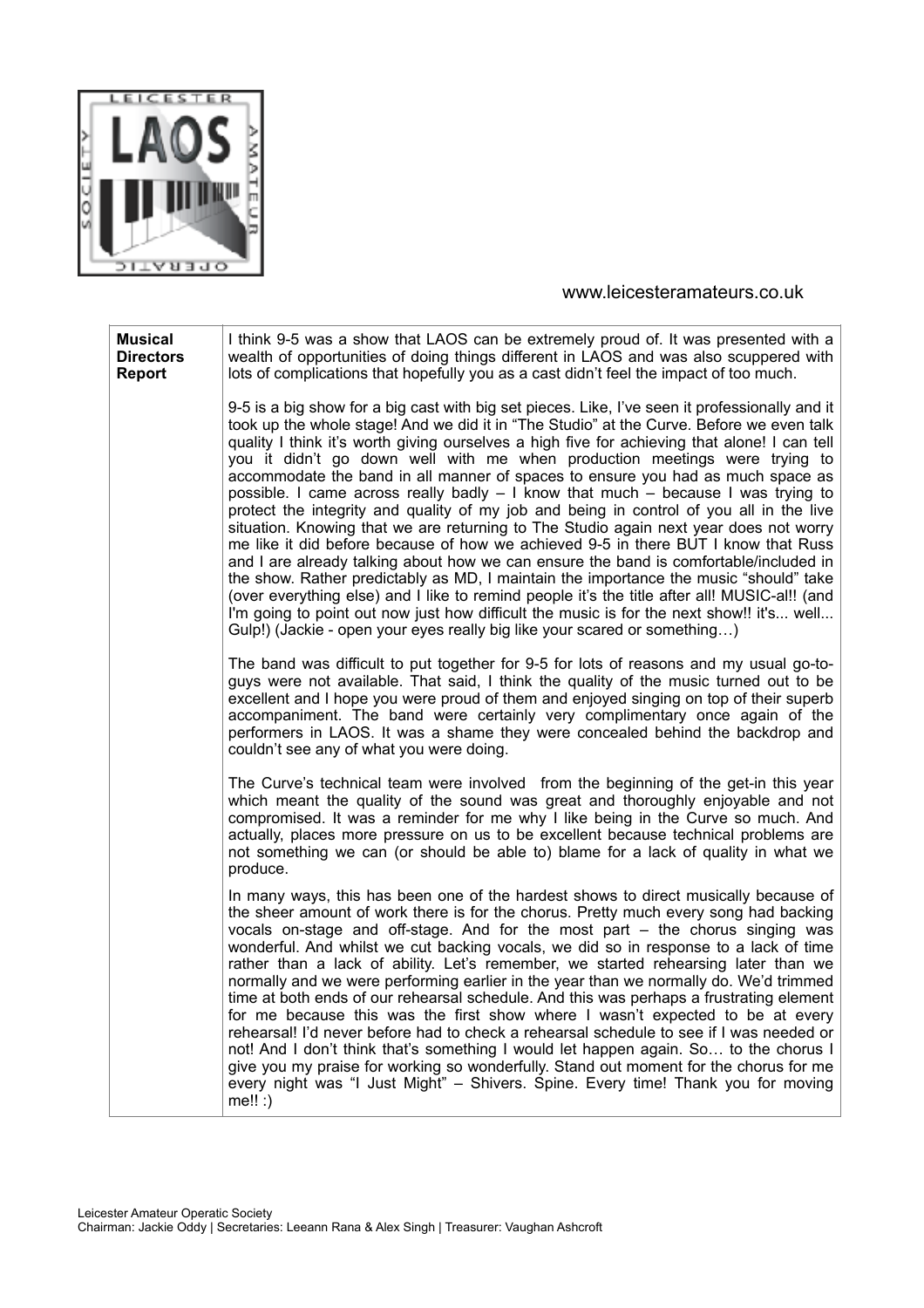www.leicesteramateurs.co.uk

| **Musical Directors Report** | I think 9-5 was a show that LAOS can be extremely proud of. It was presented with a wealth of opportunities of doing things different in LAOS and was also scuppered with lots of complications that hopefully you as a cast didn't feel the impact of too much.<br><br>9-5 is a big show for a big cast with big set pieces. Like, I've seen it professionally and it took up the whole stage! And we did it in "The Studio" at the Curve. Before we even talk quality I think it's worth giving ourselves a high five for achieving that alone! I can tell you it didn't go down well with me when production meetings were trying to accommodate the band in all manner of spaces to ensure you had as much space as possible. I came across really badly – I know that much – because I was trying to protect the integrity and quality of my job and being in control of you all in the live situation. Knowing that we are returning to The Studio again next year does not worry me like it did before because of how we achieved 9-5 in there BUT I know that Russ and I are already talking about how we can ensure the band is comfortable/included in the show. Rather predictably as MD, I maintain the importance the music "should" take (over everything else) and I like to remind people it's the title after all! MUSIC-al!! (and I'm going to point out now just how difficult the music is for the next show!! it's... well... Gulp!) (Jackie - open your eyes really big like your scared or something…)<br><br>The band was difficult to put together for 9-5 for lots of reasons and my usual go-to-guys were not available. That said, I think the quality of the music turned out to be excellent and I hope you were proud of them and enjoyed singing on top of their superb accompaniment. The band were certainly very complimentary once again of the performers in LAOS. It was a shame they were concealed behind the backdrop and couldn't see any of what you were doing.<br><br>The Curve's technical team were involved from the beginning of the get-in this year which meant the quality of the sound was great and thoroughly enjoyable and not compromised. It was a reminder for me why I like being in the Curve so much. And actually, places more pressure on us to be excellent because technical problems are not something we can (or should be able to) blame for a lack of quality in what we produce.<br><br>In many ways, this has been one of the hardest shows to direct musically because of the sheer amount of work there is for the chorus. Pretty much every song had backing vocals on-stage and off-stage. And for the most part – the chorus singing was wonderful. And whilst we cut backing vocals, we did so in response to a lack of time rather than a lack of ability. Let's remember, we started rehearsing later than we normally and we were performing earlier in the year than we normally do. We'd trimmed time at both ends of our rehearsal schedule. And this was perhaps a frustrating element for me because this was the first show where I wasn't expected to be at every rehearsal! I'd never before had to check a rehearsal schedule to see if I was needed or not! And I don't think that's something I would let happen again. So… to the chorus I give you my praise for working so wonderfully. Stand out moment for the chorus for me every night was "I Just Might" – Shivers. Spine. Every time! Thank you for moving me!! :) |
|---|---|

Leicester Amateur Operatic Society
Chairman: Jackie Oddy | Secretaries: Leeann Rana & Alex Singh | Treasurer: Vaughan Ashcroft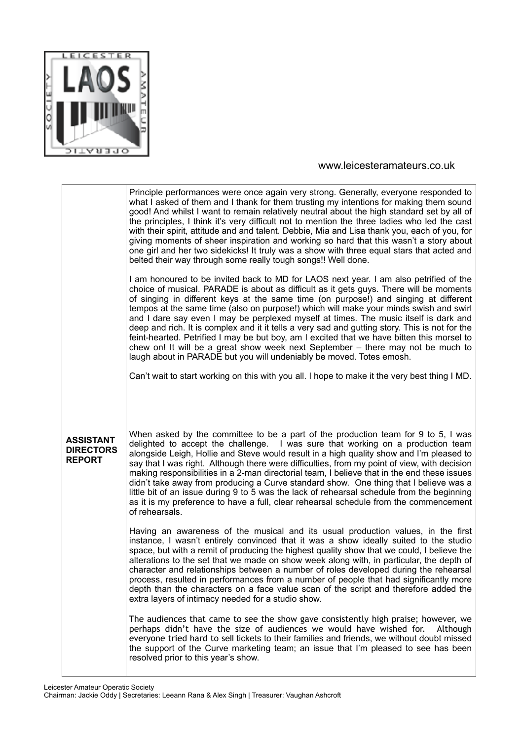Principle performances were once again very strong. Generally, everyone responded to what I asked of them and I thank for them trusting my intentions for making them sound good! And whilst I want to remain relatively neutral about the high standard set by all of the principles, I think it's very difficult not to mention the three ladies who led the cast with their spirit, attitude and and talent. Debbie, Mia and Lisa thank you, each of you, for giving moments of sheer inspiration and working so hard that this wasn't a story about one girl and her two sidekicks! It truly was a show with three equal stars that acted and belted their way through some really tough songs!! Well done.

I am honoured to be invited back to MD for LAOS next year. I am also petrified of the choice of musical. PARADE is about as difficult as it gets guys. There will be moments of singing in different keys at the same time (on purpose!) and singing at different tempos at the same time (also on purpose!) which will make your minds swish and swirl and I dare say even I may be perplexed myself at times. The music itself is dark and deep and rich. It is complex and it it tells a very sad and gutting story. This is not for the feint-hearted. Petrified I may be but boy, am I excited that we have bitten this morsel to chew on! It will be a great show week next September – there may not be much to laugh about in PARADE but you will undeniably be moved. Totes emosh.

Can't wait to start working on this with you all. I hope to make it the very best thing I MD.

## ASSISTANT DIRECTORS REPORT

When asked by the committee to be a part of the production team for 9 to 5, I was delighted to accept the challenge. I was sure that working on a production team alongside Leigh, Hollie and Steve would result in a high quality show and I'm pleased to say that I was right. Although there were difficulties, from my point of view, with decision making responsibilities in a 2-man directorial team, I believe that in the end these issues didn't take away from producing a Curve standard show. One thing that I believe was a little bit of an issue during 9 to 5 was the lack of rehearsal schedule from the beginning as it is my preference to have a full, clear rehearsal schedule from the commencement of rehearsals.

Having an awareness of the musical and its usual production values, in the first instance, I wasn't entirely convinced that it was a show ideally suited to the studio space, but with a remit of producing the highest quality show that we could, I believe the alterations to the set that we made on show week along with, in particular, the depth of character and relationships between a number of roles developed during the rehearsal process, resulted in performances from a number of people that had significantly more depth than the characters on a face value scan of the script and therefore added the extra layers of intimacy needed for a studio show.

The audiences that came to see the show gave consistently high praise; however, we perhaps didn't have the size of audiences we would have wished for. Although everyone tried hard to sell tickets to their families and friends, we without doubt missed the support of the Curve marketing team; an issue that I'm pleased to see has been resolved prior to this year's show.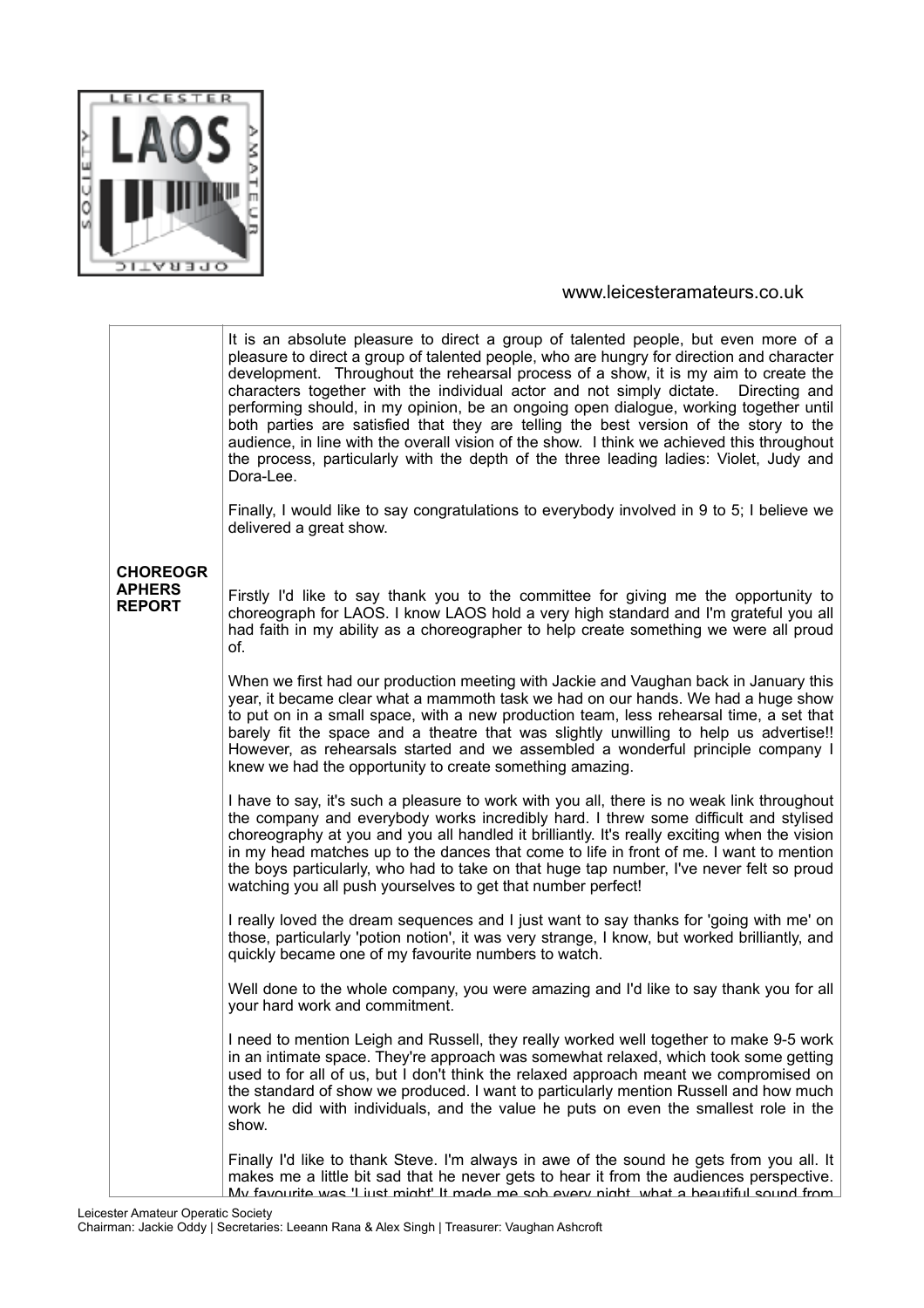It is an absolute pleasure to direct a group of talented people, but even more of a pleasure to direct a group of talented people, who are hungry for direction and character development. Throughout the rehearsal process of a show, it is my aim to create the characters together with the individual actor and not simply dictate. Directing and performing should, in my opinion, be an ongoing open dialogue, working together until both parties are satisfied that they are telling the best version of the story to the audience, in line with the overall vision of the show. I think we achieved this throughout the process, particularly with the depth of the three leading ladies: Violet, Judy and Dora-Lee.

Finally, I would like to say congratulations to everybody involved in 9 to 5; I believe we delivered a great show.

**CHOREOGRAPHERS REPORT**

Firstly I'd like to say thank you to the committee for giving me the opportunity to choreograph for LAOS. I know LAOS hold a very high standard and I'm grateful you all had faith in my ability as a choreographer to help create something we were all proud of.

When we first had our production meeting with Jackie and Vaughan back in January this year, it became clear what a mammoth task we had on our hands. We had a huge show to put on in a small space, with a new production team, less rehearsal time, a set that barely fit the space and a theatre that was slightly unwilling to help us advertise!! However, as rehearsals started and we assembled a wonderful principle company I knew we had the opportunity to create something amazing.

I have to say, it's such a pleasure to work with you all, there is no weak link throughout the company and everybody works incredibly hard. I threw some difficult and stylised choreography at you and you all handled it brilliantly. It's really exciting when the vision in my head matches up to the dances that come to life in front of me. I want to mention the boys particularly, who had to take on that huge tap number, I've never felt so proud watching you all push yourselves to get that number perfect!

I really loved the dream sequences and I just want to say thanks for 'going with me' on those, particularly 'potion notion', it was very strange, I know, but worked brilliantly, and quickly became one of my favourite numbers to watch.

Well done to the whole company, you were amazing and I'd like to say thank you for all your hard work and commitment.

I need to mention Leigh and Russell, they really worked well together to make 9-5 work in an intimate space. They're approach was somewhat relaxed, which took some getting used to for all of us, but I don't think the relaxed approach meant we compromised on the standard of show we produced. I want to particularly mention Russell and how much work he did with individuals, and the value he puts on even the smallest role in the show.

Finally I'd like to thank Steve. I'm always in awe of the sound he gets from you all. It makes me a little bit sad that he never gets to hear it from the audiences perspective. My favourite was 'I just might' It made me sob every night, what a beautiful sound from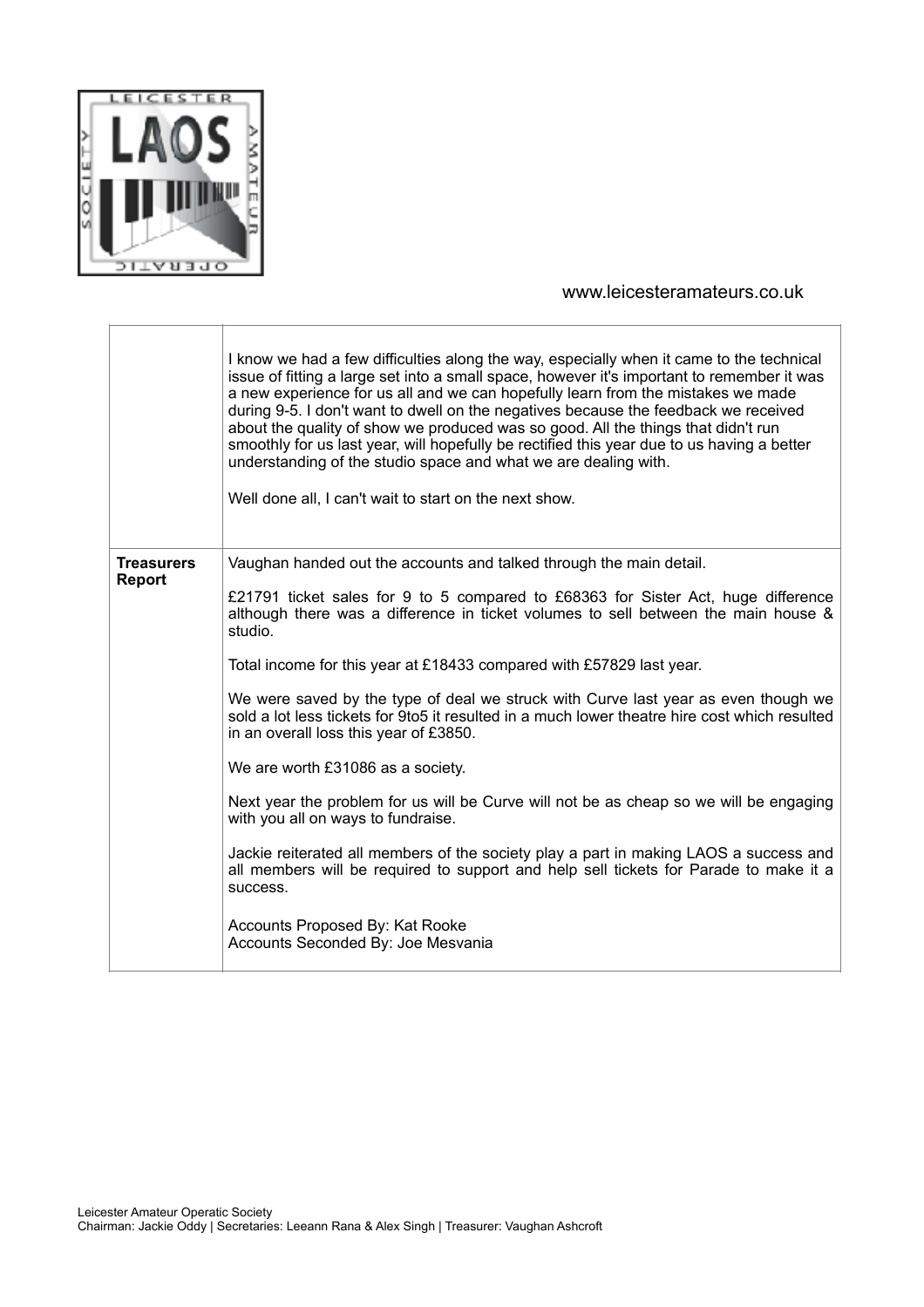www.leicesteramateurs.co.uk

| | |
|---|---|
| | I know we had a few difficulties along the way, especially when it came to the technical issue of fitting a large set into a small space, however it's important to remember it was a new experience for us all and we can hopefully learn from the mistakes we made during 9-5. I don't want to dwell on the negatives because the feedback we received about the quality of show we produced was so good. All the things that didn't run smoothly for us last year, will hopefully be rectified this year due to us having a better understanding of the studio space and what we are dealing with.<br><br>Well done all, I can't wait to start on the next show. |
| **Treasurers Report** | Vaughan handed out the accounts and talked through the main detail.<br><br>£21791 ticket sales for 9 to 5 compared to £68363 for Sister Act, huge difference although there was a difference in ticket volumes to sell between the main house & studio.<br><br>Total income for this year at £18433 compared with £57829 last year.<br><br>We were saved by the type of deal we struck with Curve last year as even though we sold a lot less tickets for 9to5 it resulted in a much lower theatre hire cost which resulted in an overall loss this year of £3850.<br><br>We are worth £31086 as a society.<br><br>Next year the problem for us will be Curve will not be as cheap so we will be engaging with you all on ways to fundraise.<br><br>Jackie reiterated all members of the society play a part in making LAOS a success and all members will be required to support and help sell tickets for Parade to make it a success.<br><br>Accounts Proposed By: Kat Rooke<br>Accounts Seconded By: Joe Mesvania |

Leicester Amateur Operatic Society
Chairman: Jackie Oddy | Secretaries: Leeann Rana & Alex Singh | Treasurer: Vaughan Ashcroft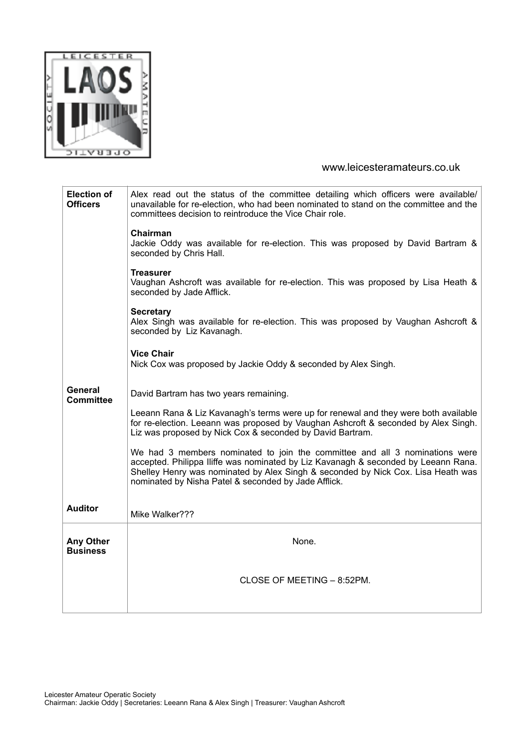www.leicesteramateurs.co.uk

| | |
|---|---|
| **Election of Officers** | Alex read out the status of the committee detailing which officers were available/ unavailable for re-election, who had been nominated to stand on the committee and the committees decision to reintroduce the Vice Chair role.<br><br>**Chairman**<br>Jackie Oddy was available for re-election. This was proposed by David Bartram & seconded by Chris Hall.<br><br>**Treasurer**<br>Vaughan Ashcroft was available for re-election. This was proposed by Lisa Heath & seconded by Jade Afflick.<br><br>**Secretary**<br>Alex Singh was available for re-election. This was proposed by Vaughan Ashcroft & seconded by Liz Kavanagh.<br><br>**Vice Chair**<br>Nick Cox was proposed by Jackie Oddy & seconded by Alex Singh. |
| **General Committee** | David Bartram has two years remaining.<br><br>Leeann Rana & Liz Kavanagh's terms were up for renewal and they were both available for re-election. Leeann was proposed by Vaughan Ashcroft & seconded by Alex Singh. Liz was proposed by Nick Cox & seconded by David Bartram.<br><br>We had 3 members nominated to join the committee and all 3 nominations were accepted. Philippa Iliffe was nominated by Liz Kavanagh & seconded by Leeann Rana. Shelley Henry was nominated by Alex Singh & seconded by Nick Cox. Lisa Heath was nominated by Nisha Patel & seconded by Jade Afflick. |
| **Auditor** | Mike Walker??? |
| **Any Other Business** | None.<br><br>CLOSE OF MEETING – 8:52PM. |

Leicester Amateur Operatic Society
Chairman: Jackie Oddy | Secretaries: Leeann Rana & Alex Singh | Treasurer: Vaughan Ashcroft